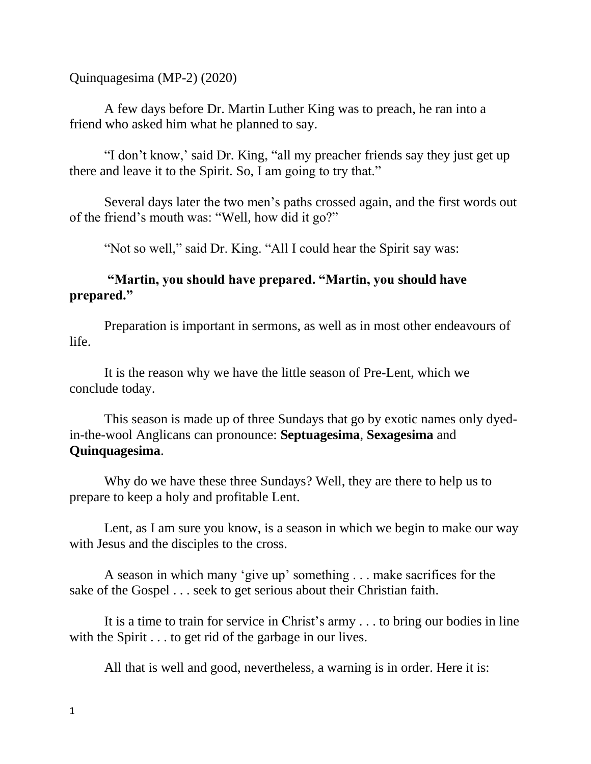Quinquagesima (MP-2) (2020)

A few days before Dr. Martin Luther King was to preach, he ran into a friend who asked him what he planned to say.

"I don't know,' said Dr. King, "all my preacher friends say they just get up there and leave it to the Spirit. So, I am going to try that."

Several days later the two men's paths crossed again, and the first words out of the friend's mouth was: "Well, how did it go?"

"Not so well," said Dr. King. "All I could hear the Spirit say was:

**"Martin, you should have prepared. "Martin, you should have prepared."**

Preparation is important in sermons, as well as in most other endeavours of life.

It is the reason why we have the little season of Pre-Lent, which we conclude today.

This season is made up of three Sundays that go by exotic names only dyed-in-the-wool Anglicans can pronounce: **Septuagesima**, **Sexagesima** and **Quinquagesima**.

Why do we have these three Sundays? Well, they are there to help us to prepare to keep a holy and profitable Lent.

Lent, as I am sure you know, is a season in which we begin to make our way with Jesus and the disciples to the cross.

A season in which many 'give up' something . . . make sacrifices for the sake of the Gospel . . . seek to get serious about their Christian faith.

It is a time to train for service in Christ's army . . . to bring our bodies in line with the Spirit . . . to get rid of the garbage in our lives.

All that is well and good, nevertheless, a warning is in order. Here it is: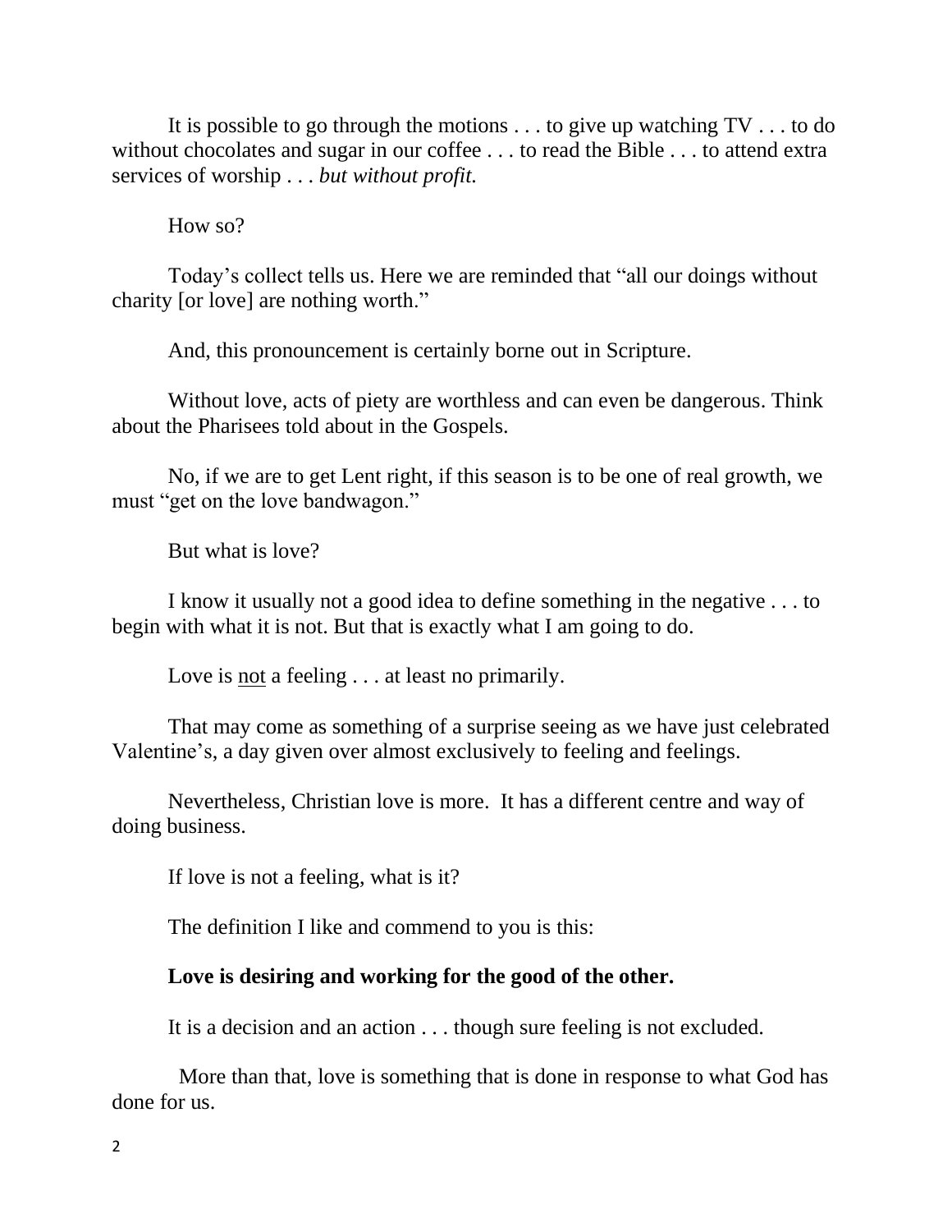It is possible to go through the motions . . . to give up watching TV . . . to do without chocolates and sugar in our coffee . . . to read the Bible . . . to attend extra services of worship . . . *but without profit.*

How so?

Today's collect tells us. Here we are reminded that "all our doings without charity [or love] are nothing worth."

And, this pronouncement is certainly borne out in Scripture.

Without love, acts of piety are worthless and can even be dangerous. Think about the Pharisees told about in the Gospels.

No, if we are to get Lent right, if this season is to be one of real growth, we must "get on the love bandwagon."

But what is love?

I know it usually not a good idea to define something in the negative . . . to begin with what it is not. But that is exactly what I am going to do.

Love is <u>not</u> a feeling . . . at least no primarily.

That may come as something of a surprise seeing as we have just celebrated Valentine's, a day given over almost exclusively to feeling and feelings.

Nevertheless, Christian love is more. It has a different centre and way of doing business.

If love is not a feeling, what is it?

The definition I like and commend to you is this:

**Love is desiring and working for the good of the other.**

It is a decision and an action . . . though sure feeling is not excluded.

More than that, love is something that is done in response to what God has done for us.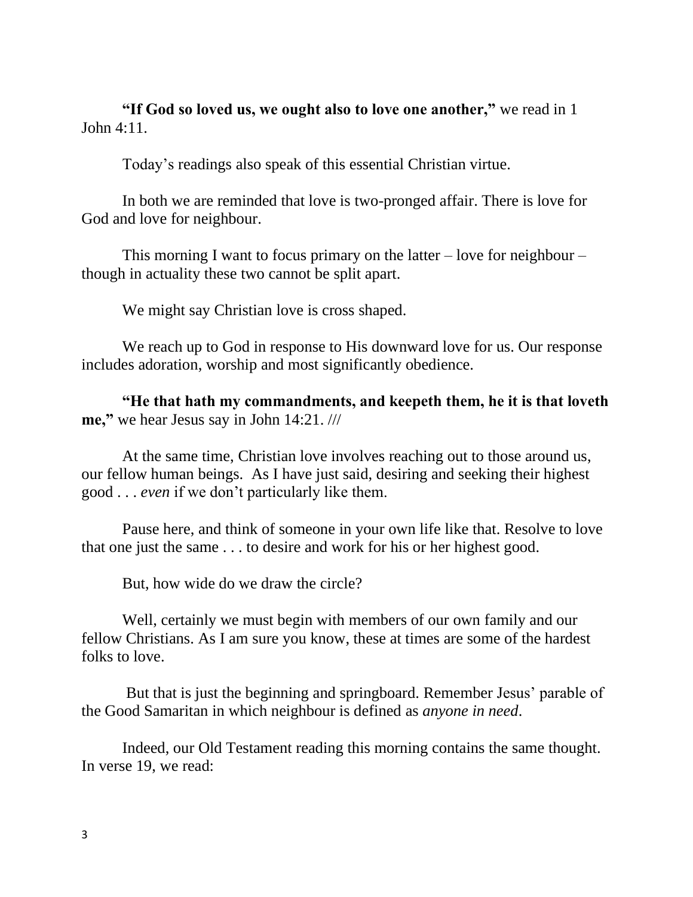**"If God so loved us, we ought also to love one another,"** we read in 1 John 4:11.

Today's readings also speak of this essential Christian virtue.

In both we are reminded that love is two-pronged affair. There is love for God and love for neighbour.

This morning I want to focus primary on the latter – love for neighbour – though in actuality these two cannot be split apart.

We might say Christian love is cross shaped.

We reach up to God in response to His downward love for us. Our response includes adoration, worship and most significantly obedience.

**"He that hath my commandments, and keepeth them, he it is that loveth me,"** we hear Jesus say in John 14:21. ///

At the same time, Christian love involves reaching out to those around us, our fellow human beings. As I have just said, desiring and seeking their highest good . . . *even* if we don't particularly like them.

Pause here, and think of someone in your own life like that. Resolve to love that one just the same . . . to desire and work for his or her highest good.

But, how wide do we draw the circle?

Well, certainly we must begin with members of our own family and our fellow Christians. As I am sure you know, these at times are some of the hardest folks to love.

But that is just the beginning and springboard. Remember Jesus' parable of the Good Samaritan in which neighbour is defined as *anyone in need*.

Indeed, our Old Testament reading this morning contains the same thought. In verse 19, we read: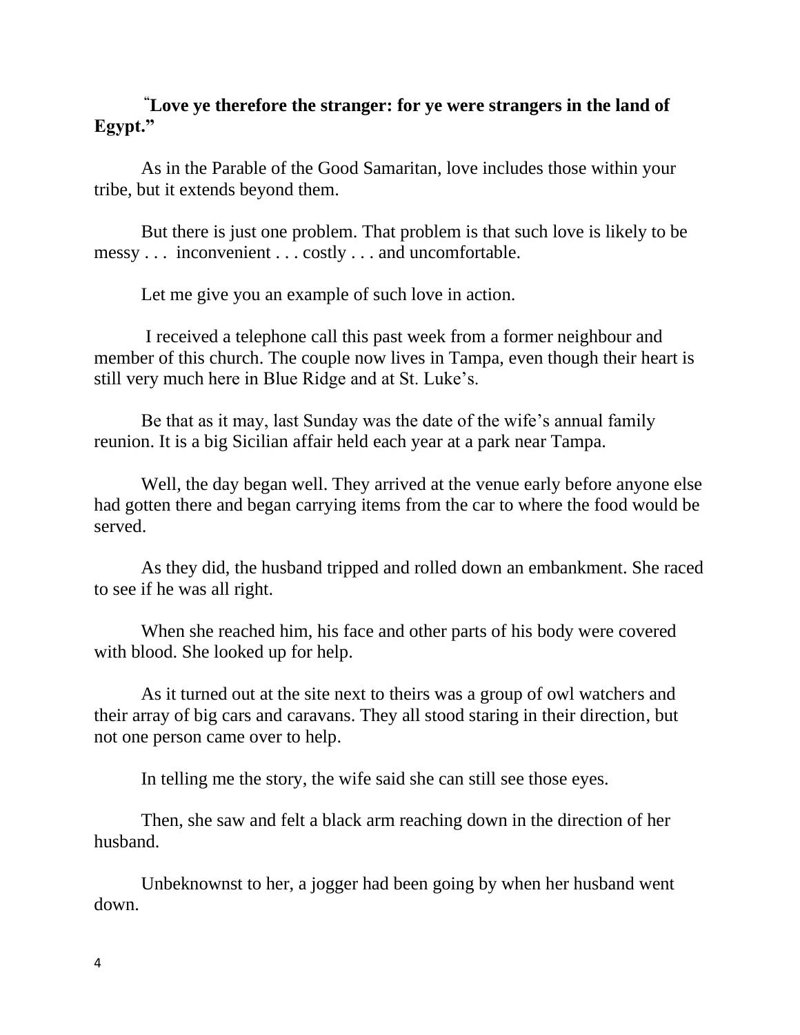**"Love ye therefore the stranger: for ye were strangers in the land of Egypt."**

As in the Parable of the Good Samaritan, love includes those within your tribe, but it extends beyond them.

But there is just one problem. That problem is that such love is likely to be messy . . . inconvenient . . . costly . . . and uncomfortable.

Let me give you an example of such love in action.

I received a telephone call this past week from a former neighbour and member of this church. The couple now lives in Tampa, even though their heart is still very much here in Blue Ridge and at St. Luke's.

Be that as it may, last Sunday was the date of the wife's annual family reunion. It is a big Sicilian affair held each year at a park near Tampa.

Well, the day began well. They arrived at the venue early before anyone else had gotten there and began carrying items from the car to where the food would be served.

As they did, the husband tripped and rolled down an embankment. She raced to see if he was all right.

When she reached him, his face and other parts of his body were covered with blood. She looked up for help.

As it turned out at the site next to theirs was a group of owl watchers and their array of big cars and caravans. They all stood staring in their direction, but not one person came over to help.

In telling me the story, the wife said she can still see those eyes.

Then, she saw and felt a black arm reaching down in the direction of her husband.

Unbeknownst to her, a jogger had been going by when her husband went down.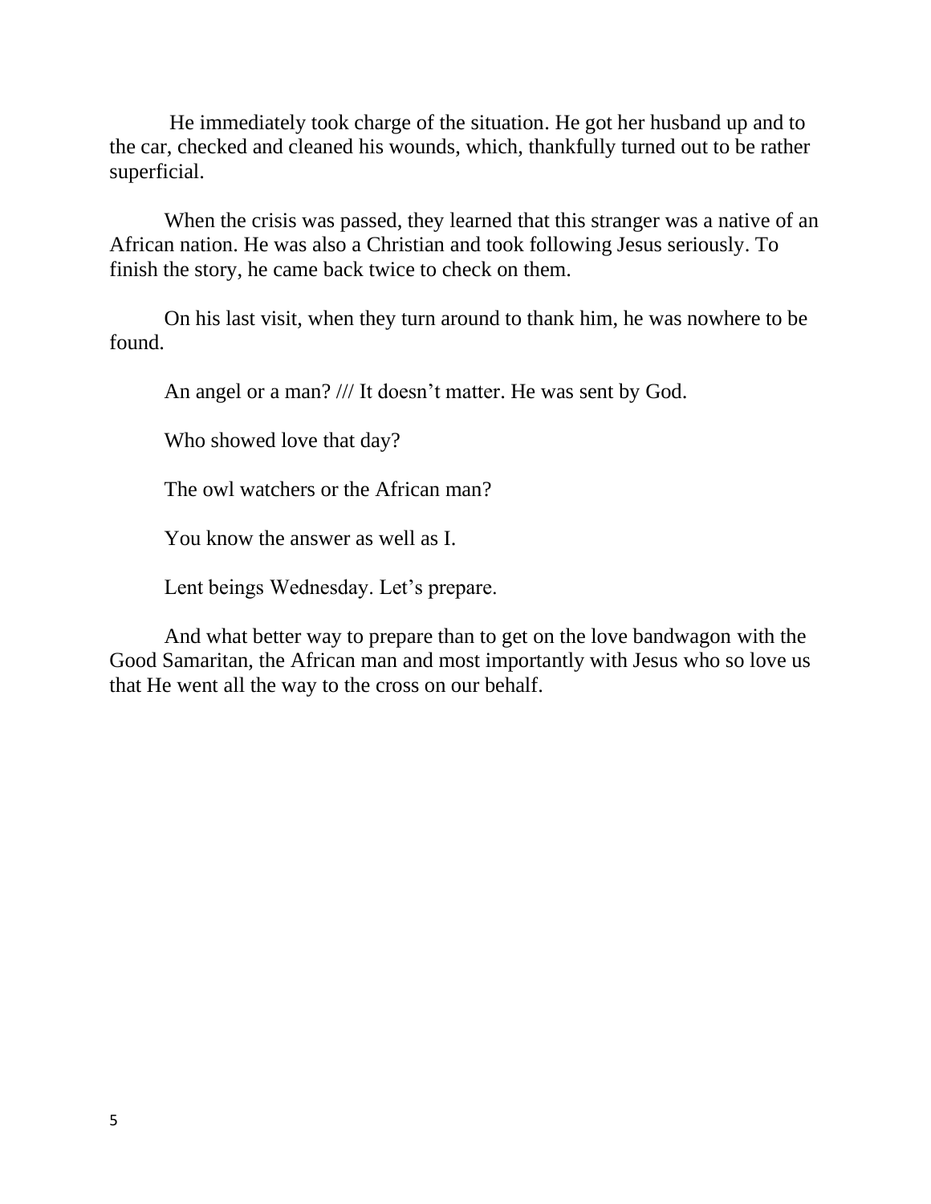He immediately took charge of the situation. He got her husband up and to the car, checked and cleaned his wounds, which, thankfully turned out to be rather superficial.

When the crisis was passed, they learned that this stranger was a native of an African nation. He was also a Christian and took following Jesus seriously. To finish the story, he came back twice to check on them.

On his last visit, when they turn around to thank him, he was nowhere to be found.

An angel or a man? /// It doesn't matter. He was sent by God.

Who showed love that day?

The owl watchers or the African man?

You know the answer as well as I.

Lent beings Wednesday. Let's prepare.

And what better way to prepare than to get on the love bandwagon with the Good Samaritan, the African man and most importantly with Jesus who so love us that He went all the way to the cross on our behalf.